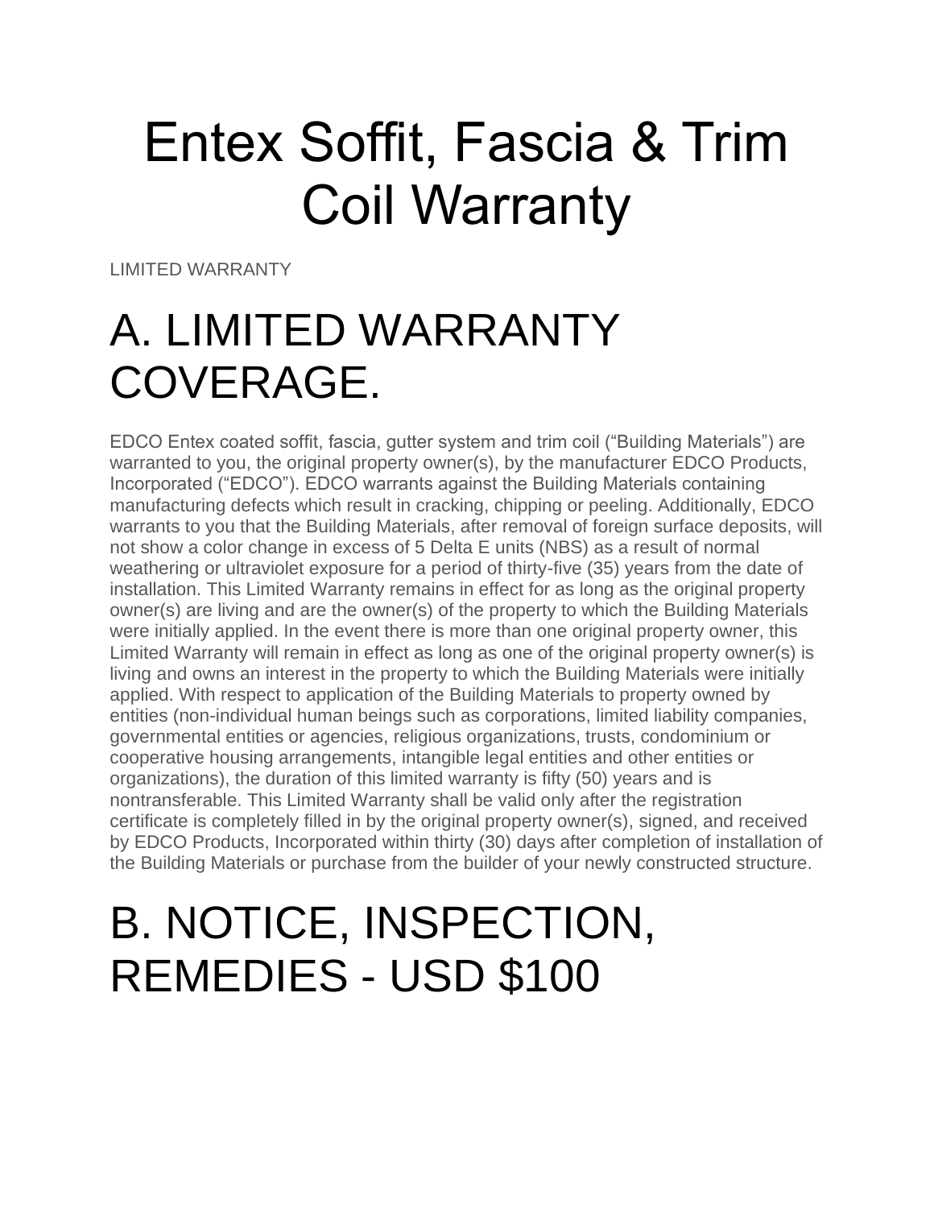# Entex Soffit, Fascia & Trim Coil Warranty

LIMITED WARRANTY

## A. LIMITED WARRANTY COVERAGE.

EDCO Entex coated soffit, fascia, gutter system and trim coil ("Building Materials") are warranted to you, the original property owner(s), by the manufacturer EDCO Products, Incorporated ("EDCO"). EDCO warrants against the Building Materials containing manufacturing defects which result in cracking, chipping or peeling. Additionally, EDCO warrants to you that the Building Materials, after removal of foreign surface deposits, will not show a color change in excess of 5 Delta E units (NBS) as a result of normal weathering or ultraviolet exposure for a period of thirty-five (35) years from the date of installation. This Limited Warranty remains in effect for as long as the original property owner(s) are living and are the owner(s) of the property to which the Building Materials were initially applied. In the event there is more than one original property owner, this Limited Warranty will remain in effect as long as one of the original property owner(s) is living and owns an interest in the property to which the Building Materials were initially applied. With respect to application of the Building Materials to property owned by entities (non-individual human beings such as corporations, limited liability companies, governmental entities or agencies, religious organizations, trusts, condominium or cooperative housing arrangements, intangible legal entities and other entities or organizations), the duration of this limited warranty is fifty (50) years and is nontransferable. This Limited Warranty shall be valid only after the registration certificate is completely filled in by the original property owner(s), signed, and received by EDCO Products, Incorporated within thirty (30) days after completion of installation of the Building Materials or purchase from the builder of your newly constructed structure.

## B. NOTICE, INSPECTION, REMEDIES - USD $100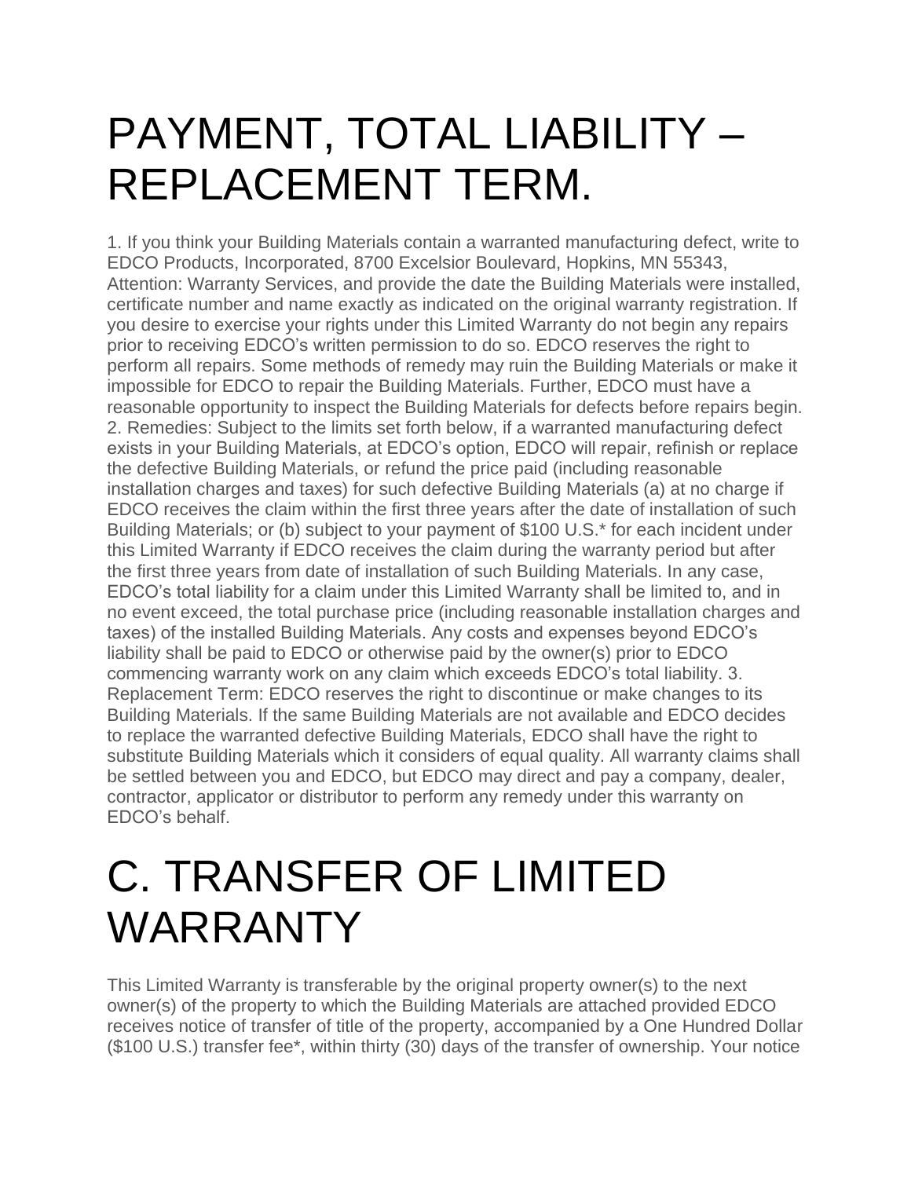# PAYMENT, TOTAL LIABILITY – REPLACEMENT TERM.

1. If you think your Building Materials contain a warranted manufacturing defect, write to EDCO Products, Incorporated, 8700 Excelsior Boulevard, Hopkins, MN 55343, Attention: Warranty Services, and provide the date the Building Materials were installed, certificate number and name exactly as indicated on the original warranty registration. If you desire to exercise your rights under this Limited Warranty do not begin any repairs prior to receiving EDCO's written permission to do so. EDCO reserves the right to perform all repairs. Some methods of remedy may ruin the Building Materials or make it impossible for EDCO to repair the Building Materials. Further, EDCO must have a reasonable opportunity to inspect the Building Materials for defects before repairs begin. 2. Remedies: Subject to the limits set forth below, if a warranted manufacturing defect exists in your Building Materials, at EDCO's option, EDCO will repair, refinish or replace the defective Building Materials, or refund the price paid (including reasonable installation charges and taxes) for such defective Building Materials (a) at no charge if EDCO receives the claim within the first three years after the date of installation of such Building Materials; or (b) subject to your payment of $100 U.S.* for each incident under this Limited Warranty if EDCO receives the claim during the warranty period but after the first three years from date of installation of such Building Materials. In any case, EDCO's total liability for a claim under this Limited Warranty shall be limited to, and in no event exceed, the total purchase price (including reasonable installation charges and taxes) of the installed Building Materials. Any costs and expenses beyond EDCO's liability shall be paid to EDCO or otherwise paid by the owner(s) prior to EDCO commencing warranty work on any claim which exceeds EDCO's total liability. 3. Replacement Term: EDCO reserves the right to discontinue or make changes to its Building Materials. If the same Building Materials are not available and EDCO decides to replace the warranted defective Building Materials, EDCO shall have the right to substitute Building Materials which it considers of equal quality. All warranty claims shall be settled between you and EDCO, but EDCO may direct and pay a company, dealer, contractor, applicator or distributor to perform any remedy under this warranty on EDCO's behalf.

# C. TRANSFER OF LIMITED WARRANTY

This Limited Warranty is transferable by the original property owner(s) to the next owner(s) of the property to which the Building Materials are attached provided EDCO receives notice of transfer of title of the property, accompanied by a One Hundred Dollar ($100 U.S.) transfer fee*, within thirty (30) days of the transfer of ownership. Your notice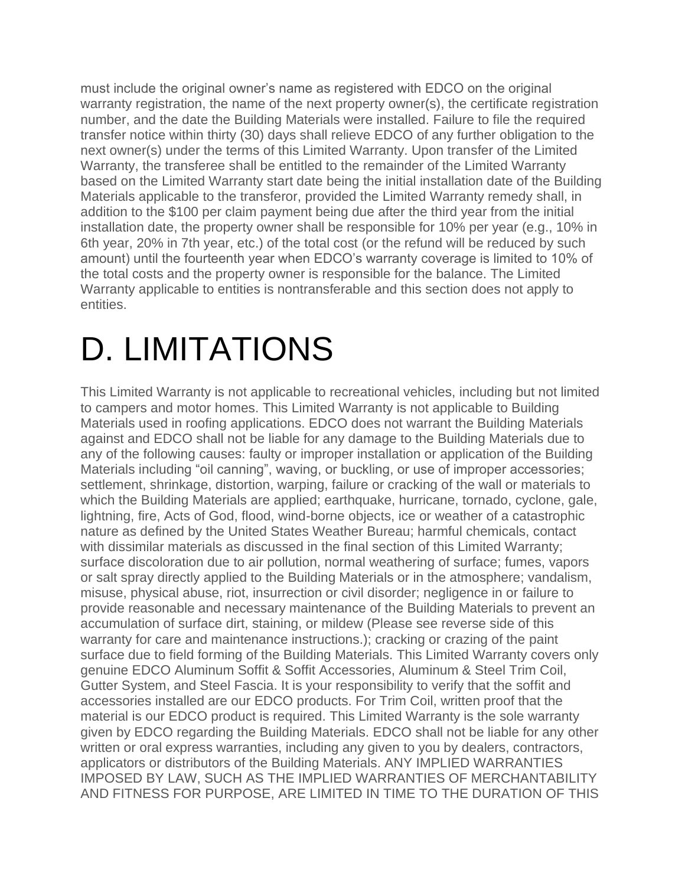must include the original owner's name as registered with EDCO on the original warranty registration, the name of the next property owner(s), the certificate registration number, and the date the Building Materials were installed. Failure to file the required transfer notice within thirty (30) days shall relieve EDCO of any further obligation to the next owner(s) under the terms of this Limited Warranty. Upon transfer of the Limited Warranty, the transferee shall be entitled to the remainder of the Limited Warranty based on the Limited Warranty start date being the initial installation date of the Building Materials applicable to the transferor, provided the Limited Warranty remedy shall, in addition to the $100 per claim payment being due after the third year from the initial installation date, the property owner shall be responsible for 10% per year (e.g., 10% in 6th year, 20% in 7th year, etc.) of the total cost (or the refund will be reduced by such amount) until the fourteenth year when EDCO's warranty coverage is limited to 10% of the total costs and the property owner is responsible for the balance. The Limited Warranty applicable to entities is nontransferable and this section does not apply to entities.

# D. LIMITATIONS

This Limited Warranty is not applicable to recreational vehicles, including but not limited to campers and motor homes. This Limited Warranty is not applicable to Building Materials used in roofing applications. EDCO does not warrant the Building Materials against and EDCO shall not be liable for any damage to the Building Materials due to any of the following causes: faulty or improper installation or application of the Building Materials including "oil canning", waving, or buckling, or use of improper accessories; settlement, shrinkage, distortion, warping, failure or cracking of the wall or materials to which the Building Materials are applied; earthquake, hurricane, tornado, cyclone, gale, lightning, fire, Acts of God, flood, wind-borne objects, ice or weather of a catastrophic nature as defined by the United States Weather Bureau; harmful chemicals, contact with dissimilar materials as discussed in the final section of this Limited Warranty; surface discoloration due to air pollution, normal weathering of surface; fumes, vapors or salt spray directly applied to the Building Materials or in the atmosphere; vandalism, misuse, physical abuse, riot, insurrection or civil disorder; negligence in or failure to provide reasonable and necessary maintenance of the Building Materials to prevent an accumulation of surface dirt, staining, or mildew (Please see reverse side of this warranty for care and maintenance instructions.); cracking or crazing of the paint surface due to field forming of the Building Materials. This Limited Warranty covers only genuine EDCO Aluminum Soffit & Soffit Accessories, Aluminum & Steel Trim Coil, Gutter System, and Steel Fascia. It is your responsibility to verify that the soffit and accessories installed are our EDCO products. For Trim Coil, written proof that the material is our EDCO product is required. This Limited Warranty is the sole warranty given by EDCO regarding the Building Materials. EDCO shall not be liable for any other written or oral express warranties, including any given to you by dealers, contractors, applicators or distributors of the Building Materials. ANY IMPLIED WARRANTIES IMPOSED BY LAW, SUCH AS THE IMPLIED WARRANTIES OF MERCHANTABILITY AND FITNESS FOR PURPOSE, ARE LIMITED IN TIME TO THE DURATION OF THIS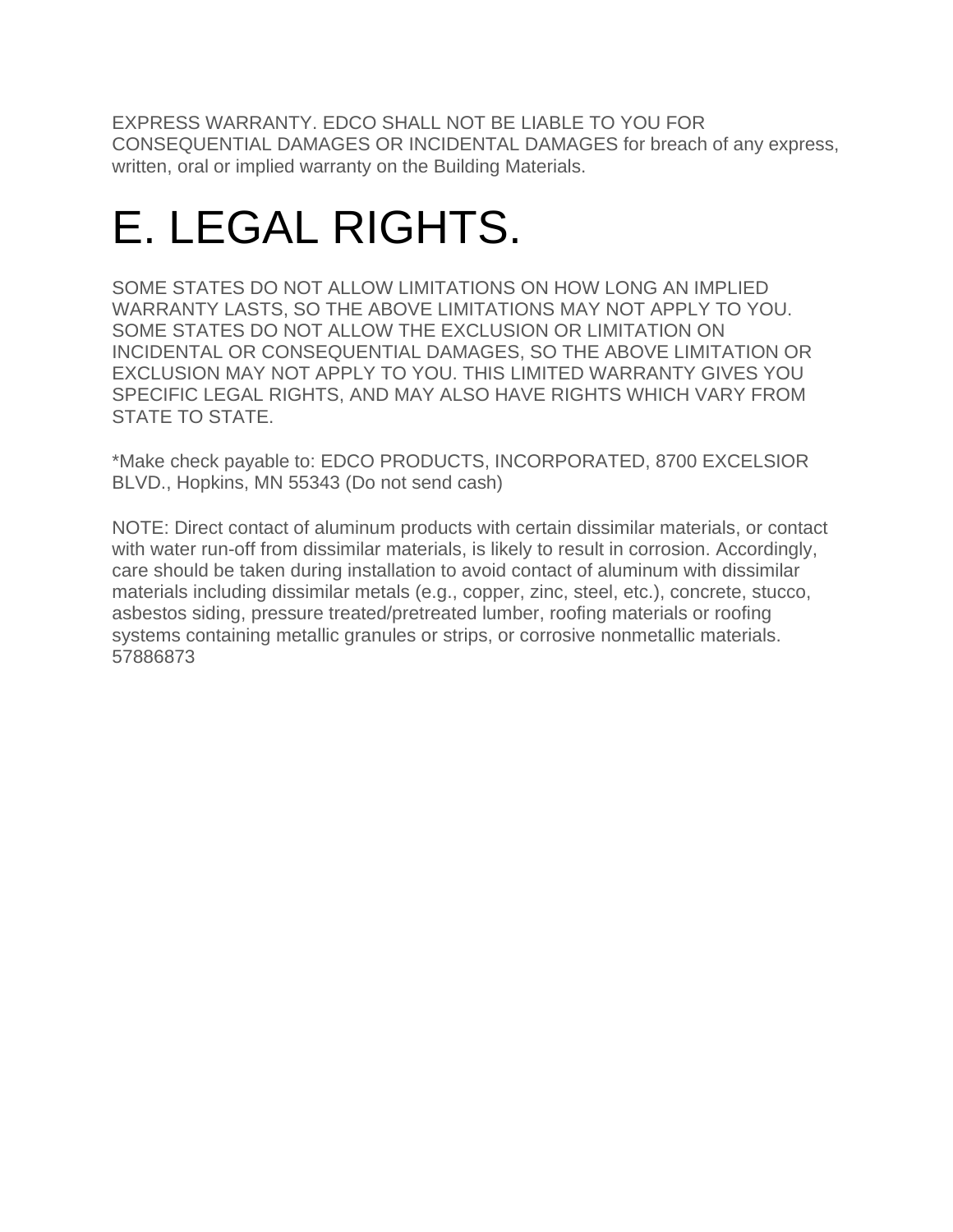EXPRESS WARRANTY. EDCO SHALL NOT BE LIABLE TO YOU FOR CONSEQUENTIAL DAMAGES OR INCIDENTAL DAMAGES for breach of any express, written, oral or implied warranty on the Building Materials.

# E. LEGAL RIGHTS.

SOME STATES DO NOT ALLOW LIMITATIONS ON HOW LONG AN IMPLIED WARRANTY LASTS, SO THE ABOVE LIMITATIONS MAY NOT APPLY TO YOU. SOME STATES DO NOT ALLOW THE EXCLUSION OR LIMITATION ON INCIDENTAL OR CONSEQUENTIAL DAMAGES, SO THE ABOVE LIMITATION OR EXCLUSION MAY NOT APPLY TO YOU. THIS LIMITED WARRANTY GIVES YOU SPECIFIC LEGAL RIGHTS, AND MAY ALSO HAVE RIGHTS WHICH VARY FROM STATE TO STATE.

*Make check payable to: EDCO PRODUCTS, INCORPORATED, 8700 EXCELSIOR BLVD., Hopkins, MN 55343 (Do not send cash)

NOTE: Direct contact of aluminum products with certain dissimilar materials, or contact with water run-off from dissimilar materials, is likely to result in corrosion. Accordingly, care should be taken during installation to avoid contact of aluminum with dissimilar materials including dissimilar metals (e.g., copper, zinc, steel, etc.), concrete, stucco, asbestos siding, pressure treated/pretreated lumber, roofing materials or roofing systems containing metallic granules or strips, or corrosive nonmetallic materials.
57886873